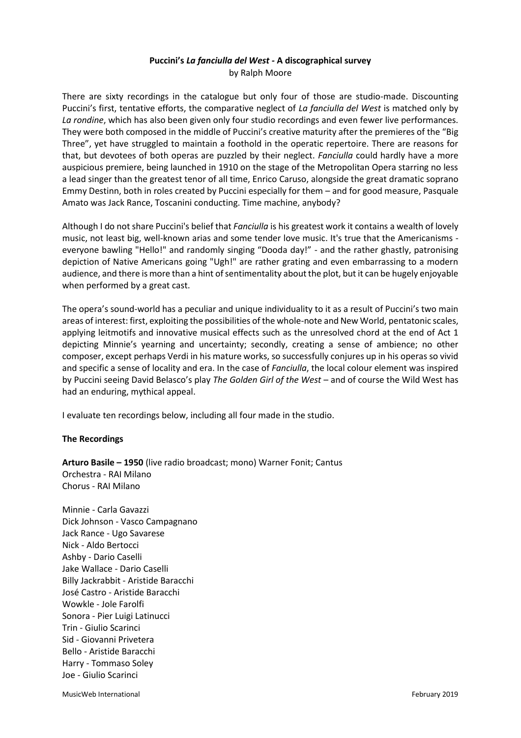# Puccini's *La fanciulla del West* - A discographical survey

by Ralph Moore

There are sixty recordings in the catalogue but only four of those are studio-made. Discounting Puccini's first, tentative efforts, the comparative neglect of *La fanciulla del West* is matched only by *La rondine*, which has also been given only four studio recordings and even fewer live performances. They were both composed in the middle of Puccini's creative maturity after the premieres of the "Big Three", yet have struggled to maintain a foothold in the operatic repertoire. There are reasons for that, but devotees of both operas are puzzled by their neglect. *Fanciulla* could hardly have a more auspicious premiere, being launched in 1910 on the stage of the Metropolitan Opera starring no less a lead singer than the greatest tenor of all time, Enrico Caruso, alongside the great dramatic soprano Emmy Destinn, both in roles created by Puccini especially for them – and for good measure, Pasquale Amato was Jack Rance, Toscanini conducting. Time machine, anybody?

Although I do not share Puccini's belief that *Fanciulla* is his greatest work it contains a wealth of lovely music, not least big, well-known arias and some tender love music. It's true that the Americanisms - everyone bawling "Hello!" and randomly singing "Dooda day!" - and the rather ghastly, patronising depiction of Native Americans going "Ugh!" are rather grating and even embarrassing to a modern audience, and there is more than a hint of sentimentality about the plot, but it can be hugely enjoyable when performed by a great cast.

The opera's sound-world has a peculiar and unique individuality to it as a result of Puccini's two main areas of interest: first, exploiting the possibilities of the whole-note and New World, pentatonic scales, applying leitmotifs and innovative musical effects such as the unresolved chord at the end of Act 1 depicting Minnie's yearning and uncertainty; secondly, creating a sense of ambience; no other composer, except perhaps Verdi in his mature works, so successfully conjures up in his operas so vivid and specific a sense of locality and era. In the case of *Fanciulla*, the local colour element was inspired by Puccini seeing David Belasco's play *The Golden Girl of the West* – and of course the Wild West has had an enduring, mythical appeal.

I evaluate ten recordings below, including all four made in the studio.

## The Recordings

**Arturo Basile – 1950** (live radio broadcast; mono) Warner Fonit; Cantus
Orchestra - RAI Milano
Chorus - RAI Milano

Minnie - Carla Gavazzi
Dick Johnson - Vasco Campagnano
Jack Rance - Ugo Savarese
Nick - Aldo Bertocci
Ashby - Dario Caselli
Jake Wallace - Dario Caselli
Billy Jackrabbit - Aristide Baracchi
José Castro - Aristide Baracchi
Wowkle - Jole Farolfi
Sonora - Pier Luigi Latinucci
Trin - Giulio Scarinci
Sid - Giovanni Privetera
Bello - Aristide Baracchi
Harry - Tommaso Soley
Joe - Giulio Scarinci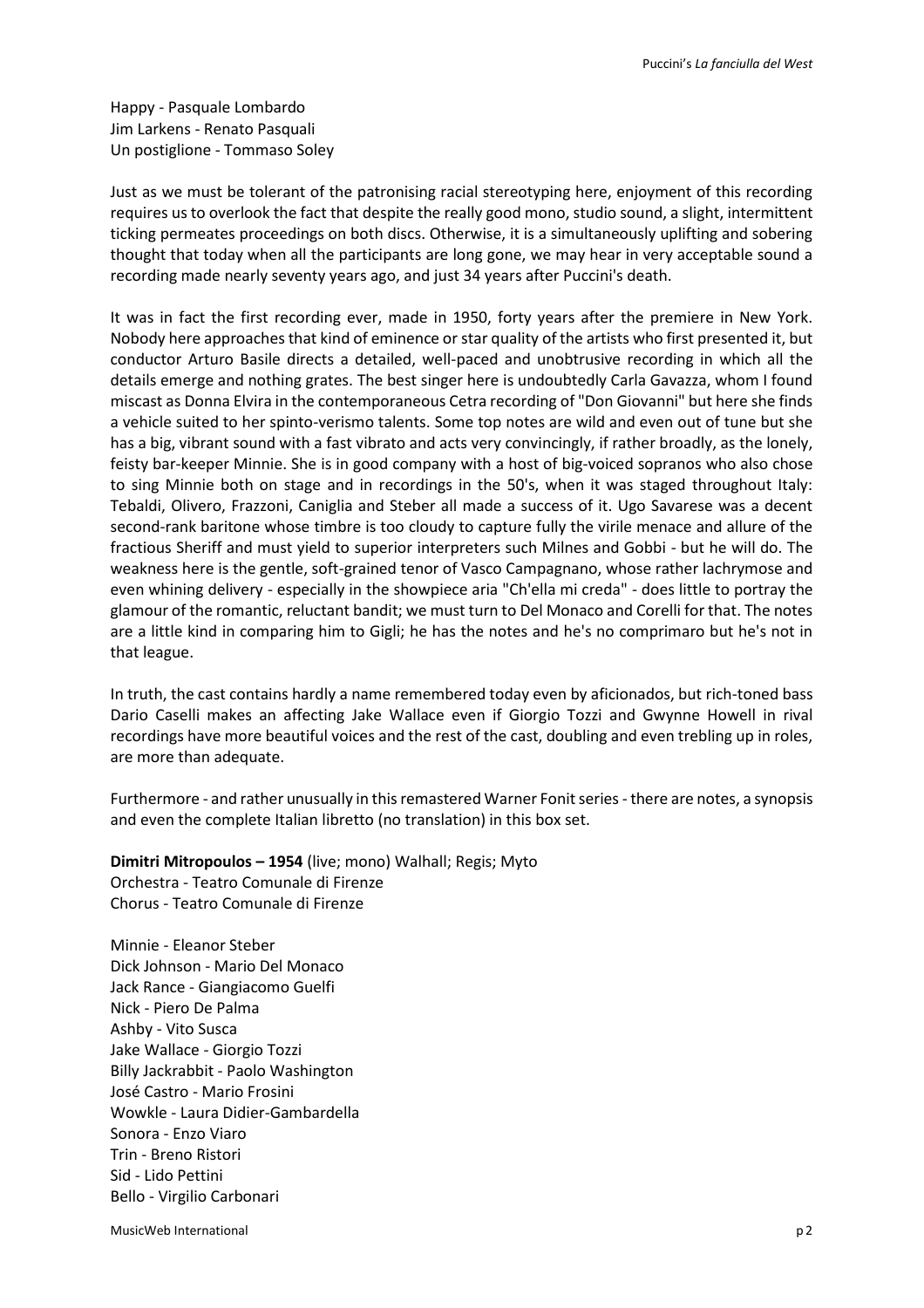Happy - Pasquale Lombardo
Jim Larkens - Renato Pasquali
Un postiglione - Tommaso Soley

Just as we must be tolerant of the patronising racial stereotyping here, enjoyment of this recording requires us to overlook the fact that despite the really good mono, studio sound, a slight, intermittent ticking permeates proceedings on both discs. Otherwise, it is a simultaneously uplifting and sobering thought that today when all the participants are long gone, we may hear in very acceptable sound a recording made nearly seventy years ago, and just 34 years after Puccini's death.

It was in fact the first recording ever, made in 1950, forty years after the premiere in New York. Nobody here approaches that kind of eminence or star quality of the artists who first presented it, but conductor Arturo Basile directs a detailed, well-paced and unobtrusive recording in which all the details emerge and nothing grates. The best singer here is undoubtedly Carla Gavazza, whom I found miscast as Donna Elvira in the contemporaneous Cetra recording of "Don Giovanni" but here she finds a vehicle suited to her spinto-verismo talents. Some top notes are wild and even out of tune but she has a big, vibrant sound with a fast vibrato and acts very convincingly, if rather broadly, as the lonely, feisty bar-keeper Minnie. She is in good company with a host of big-voiced sopranos who also chose to sing Minnie both on stage and in recordings in the 50's, when it was staged throughout Italy: Tebaldi, Olivero, Frazzoni, Caniglia and Steber all made a success of it. Ugo Savarese was a decent second-rank baritone whose timbre is too cloudy to capture fully the virile menace and allure of the fractious Sheriff and must yield to superior interpreters such Milnes and Gobbi - but he will do. The weakness here is the gentle, soft-grained tenor of Vasco Campagnano, whose rather lachrymose and even whining delivery - especially in the showpiece aria "Ch'ella mi creda" - does little to portray the glamour of the romantic, reluctant bandit; we must turn to Del Monaco and Corelli for that. The notes are a little kind in comparing him to Gigli; he has the notes and he's no comprimaro but he's not in that league.

In truth, the cast contains hardly a name remembered today even by aficionados, but rich-toned bass Dario Caselli makes an affecting Jake Wallace even if Giorgio Tozzi and Gwynne Howell in rival recordings have more beautiful voices and the rest of the cast, doubling and even trebling up in roles, are more than adequate.

Furthermore - and rather unusually in this remastered Warner Fonit series - there are notes, a synopsis and even the complete Italian libretto (no translation) in this box set.

**Dimitri Mitropoulos – 1954** (live; mono) Walhall; Regis; Myto
Orchestra - Teatro Comunale di Firenze
Chorus - Teatro Comunale di Firenze

Minnie - Eleanor Steber
Dick Johnson - Mario Del Monaco
Jack Rance - Giangiacomo Guelfi
Nick - Piero De Palma
Ashby - Vito Susca
Jake Wallace - Giorgio Tozzi
Billy Jackrabbit - Paolo Washington
José Castro - Mario Frosini
Wowkle - Laura Didier-Gambardella
Sonora - Enzo Viaro
Trin - Breno Ristori
Sid - Lido Pettini
Bello - Virgilio Carbonari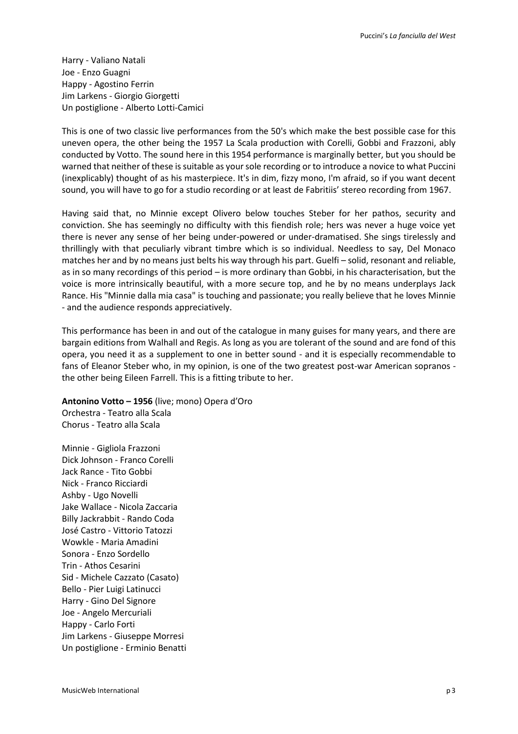Harry - Valiano Natali
Joe - Enzo Guagni
Happy - Agostino Ferrin
Jim Larkens - Giorgio Giorgetti
Un postiglione - Alberto Lotti-Camici

This is one of two classic live performances from the 50's which make the best possible case for this uneven opera, the other being the 1957 La Scala production with Corelli, Gobbi and Frazzoni, ably conducted by Votto. The sound here in this 1954 performance is marginally better, but you should be warned that neither of these is suitable as your sole recording or to introduce a novice to what Puccini (inexplicably) thought of as his masterpiece. It's in dim, fizzy mono, I'm afraid, so if you want decent sound, you will have to go for a studio recording or at least de Fabritiis' stereo recording from 1967.

Having said that, no Minnie except Olivero below touches Steber for her pathos, security and conviction. She has seemingly no difficulty with this fiendish role; hers was never a huge voice yet there is never any sense of her being under-powered or under-dramatised. She sings tirelessly and thrillingly with that peculiarly vibrant timbre which is so individual. Needless to say, Del Monaco matches her and by no means just belts his way through his part. Guelfi – solid, resonant and reliable, as in so many recordings of this period – is more ordinary than Gobbi, in his characterisation, but the voice is more intrinsically beautiful, with a more secure top, and he by no means underplays Jack Rance. His "Minnie dalla mia casa" is touching and passionate; you really believe that he loves Minnie - and the audience responds appreciatively.

This performance has been in and out of the catalogue in many guises for many years, and there are bargain editions from Walhall and Regis. As long as you are tolerant of the sound and are fond of this opera, you need it as a supplement to one in better sound - and it is especially recommendable to fans of Eleanor Steber who, in my opinion, is one of the two greatest post-war American sopranos - the other being Eileen Farrell. This is a fitting tribute to her.

**Antonino Votto – 1956** (live; mono) Opera d'Oro
Orchestra - Teatro alla Scala
Chorus - Teatro alla Scala

Minnie - Gigliola Frazzoni
Dick Johnson - Franco Corelli
Jack Rance - Tito Gobbi
Nick - Franco Ricciardi
Ashby - Ugo Novelli
Jake Wallace - Nicola Zaccaria
Billy Jackrabbit - Rando Coda
José Castro - Vittorio Tatozzi
Wowkle - Maria Amadini
Sonora - Enzo Sordello
Trin - Athos Cesarini
Sid - Michele Cazzato (Casato)
Bello - Pier Luigi Latinucci
Harry - Gino Del Signore
Joe - Angelo Mercuriali
Happy - Carlo Forti
Jim Larkens - Giuseppe Morresi
Un postiglione - Erminio Benatti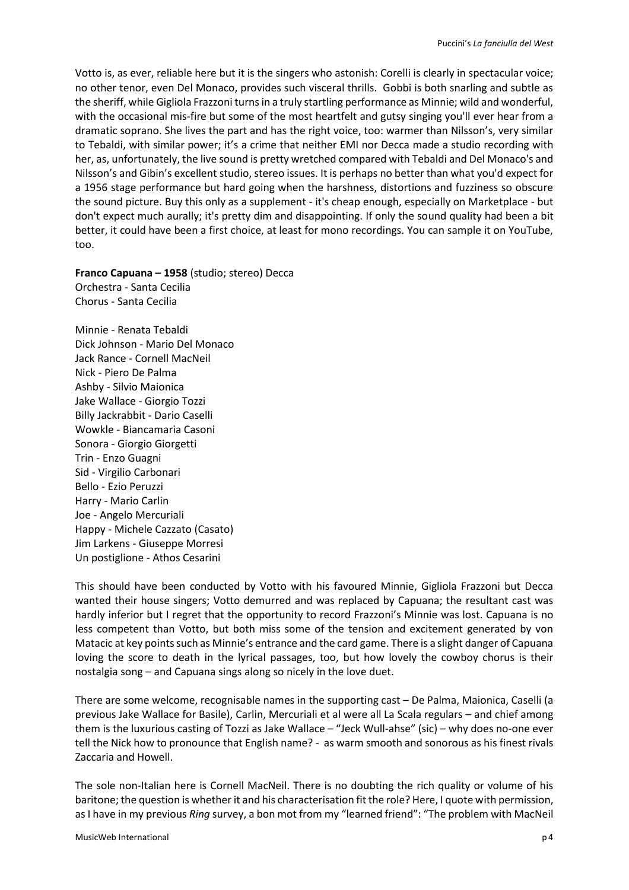Votto is, as ever, reliable here but it is the singers who astonish: Corelli is clearly in spectacular voice; no other tenor, even Del Monaco, provides such visceral thrills. Gobbi is both snarling and subtle as the sheriff, while Gigliola Frazzoni turns in a truly startling performance as Minnie; wild and wonderful, with the occasional mis-fire but some of the most heartfelt and gutsy singing you'll ever hear from a dramatic soprano. She lives the part and has the right voice, too: warmer than Nilsson's, very similar to Tebaldi, with similar power; it's a crime that neither EMI nor Decca made a studio recording with her, as, unfortunately, the live sound is pretty wretched compared with Tebaldi and Del Monaco's and Nilsson's and Gibin's excellent studio, stereo issues. It is perhaps no better than what you'd expect for a 1956 stage performance but hard going when the harshness, distortions and fuzziness so obscure the sound picture. Buy this only as a supplement - it's cheap enough, especially on Marketplace - but don't expect much aurally; it's pretty dim and disappointing. If only the sound quality had been a bit better, it could have been a first choice, at least for mono recordings. You can sample it on YouTube, too.

**Franco Capuana – 1958** (studio; stereo) Decca
Orchestra - Santa Cecilia
Chorus - Santa Cecilia

Minnie - Renata Tebaldi
Dick Johnson - Mario Del Monaco
Jack Rance - Cornell MacNeil
Nick - Piero De Palma
Ashby - Silvio Maionica
Jake Wallace - Giorgio Tozzi
Billy Jackrabbit - Dario Caselli
Wowkle - Biancamaria Casoni
Sonora - Giorgio Giorgetti
Trin - Enzo Guagni
Sid - Virgilio Carbonari
Bello - Ezio Peruzzi
Harry - Mario Carlin
Joe - Angelo Mercuriali
Happy - Michele Cazzato (Casato)
Jim Larkens - Giuseppe Morresi
Un postiglione - Athos Cesarini

This should have been conducted by Votto with his favoured Minnie, Gigliola Frazzoni but Decca wanted their house singers; Votto demurred and was replaced by Capuana; the resultant cast was hardly inferior but I regret that the opportunity to record Frazzoni's Minnie was lost. Capuana is no less competent than Votto, but both miss some of the tension and excitement generated by von Matacic at key points such as Minnie's entrance and the card game. There is a slight danger of Capuana loving the score to death in the lyrical passages, too, but how lovely the cowboy chorus is their nostalgia song – and Capuana sings along so nicely in the love duet.

There are some welcome, recognisable names in the supporting cast – De Palma, Maionica, Caselli (a previous Jake Wallace for Basile), Carlin, Mercuriali et al were all La Scala regulars – and chief among them is the luxurious casting of Tozzi as Jake Wallace – "Jeck Wull-ahse" (sic) – why does no-one ever tell the Nick how to pronounce that English name? - as warm smooth and sonorous as his finest rivals Zaccaria and Howell.

The sole non-Italian here is Cornell MacNeil. There is no doubting the rich quality or volume of his baritone; the question is whether it and his characterisation fit the role? Here, I quote with permission, as I have in my previous *Ring* survey, a bon mot from my "learned friend": "The problem with MacNeil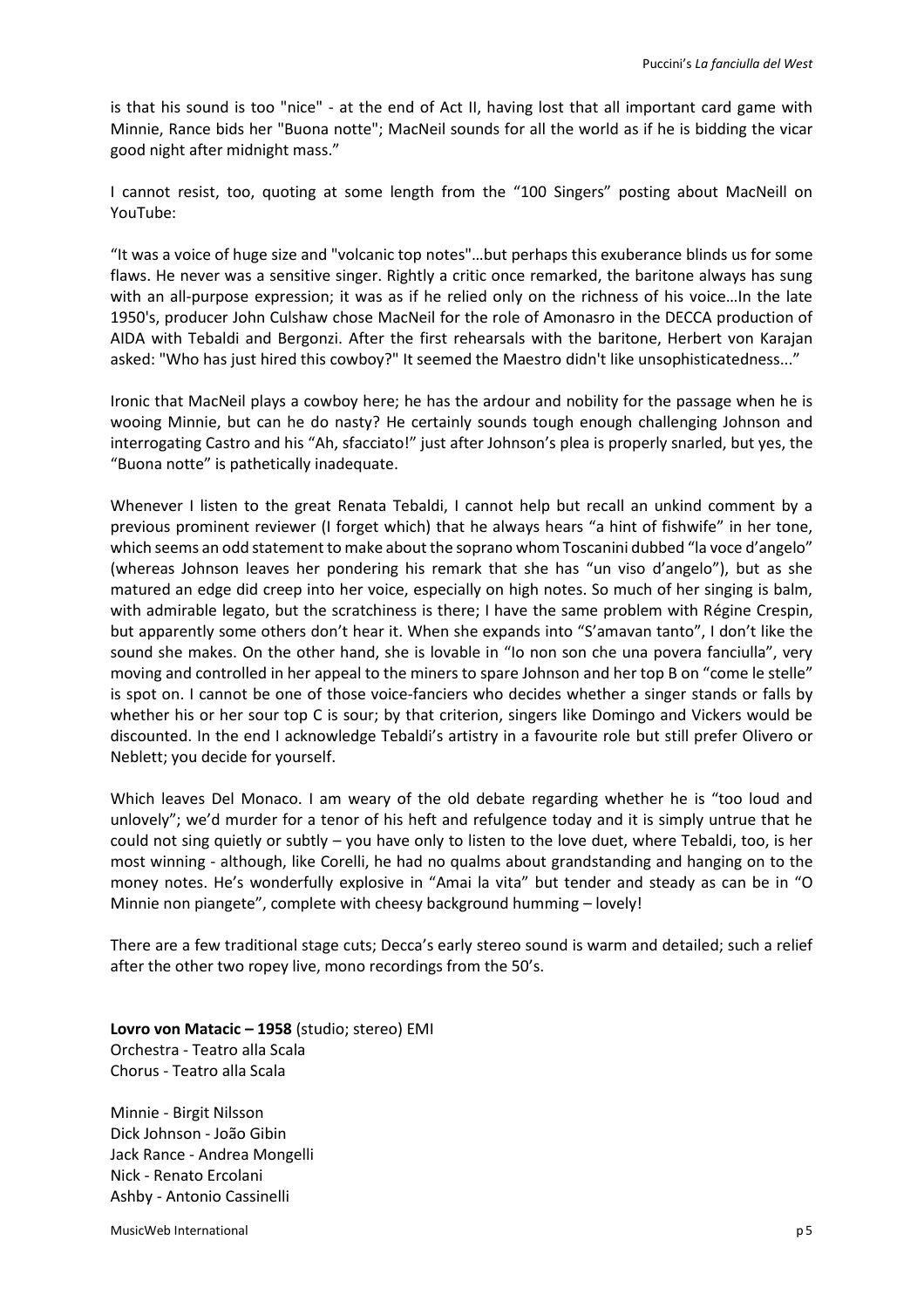is that his sound is too "nice" - at the end of Act II, having lost that all important card game with Minnie, Rance bids her "Buona notte"; MacNeil sounds for all the world as if he is bidding the vicar good night after midnight mass."

I cannot resist, too, quoting at some length from the "100 Singers" posting about MacNeill on YouTube:

"It was a voice of huge size and "volcanic top notes"…but perhaps this exuberance blinds us for some flaws. He never was a sensitive singer. Rightly a critic once remarked, the baritone always has sung with an all-purpose expression; it was as if he relied only on the richness of his voice…In the late 1950's, producer John Culshaw chose MacNeil for the role of Amonasro in the DECCA production of AIDA with Tebaldi and Bergonzi. After the first rehearsals with the baritone, Herbert von Karajan asked: "Who has just hired this cowboy?" It seemed the Maestro didn't like unsophisticatedness..."

Ironic that MacNeil plays a cowboy here; he has the ardour and nobility for the passage when he is wooing Minnie, but can he do nasty? He certainly sounds tough enough challenging Johnson and interrogating Castro and his "Ah, sfacciato!" just after Johnson's plea is properly snarled, but yes, the "Buona notte" is pathetically inadequate.

Whenever I listen to the great Renata Tebaldi, I cannot help but recall an unkind comment by a previous prominent reviewer (I forget which) that he always hears "a hint of fishwife" in her tone, which seems an odd statement to make about the soprano whom Toscanini dubbed "la voce d'angelo" (whereas Johnson leaves her pondering his remark that she has "un viso d'angelo"), but as she matured an edge did creep into her voice, especially on high notes. So much of her singing is balm, with admirable legato, but the scratchiness is there; I have the same problem with Régine Crespin, but apparently some others don't hear it. When she expands into "S'amavan tanto", I don't like the sound she makes. On the other hand, she is lovable in "Io non son che una povera fanciulla", very moving and controlled in her appeal to the miners to spare Johnson and her top B on "come le stelle" is spot on. I cannot be one of those voice-fanciers who decides whether a singer stands or falls by whether his or her sour top C is sour; by that criterion, singers like Domingo and Vickers would be discounted. In the end I acknowledge Tebaldi's artistry in a favourite role but still prefer Olivero or Neblett; you decide for yourself.

Which leaves Del Monaco. I am weary of the old debate regarding whether he is "too loud and unlovely"; we'd murder for a tenor of his heft and refulgence today and it is simply untrue that he could not sing quietly or subtly – you have only to listen to the love duet, where Tebaldi, too, is her most winning - although, like Corelli, he had no qualms about grandstanding and hanging on to the money notes. He's wonderfully explosive in "Amai la vita" but tender and steady as can be in "O Minnie non piangete", complete with cheesy background humming – lovely!

There are a few traditional stage cuts; Decca's early stereo sound is warm and detailed; such a relief after the other two ropey live, mono recordings from the 50's.

**Lovro von Matacic – 1958** (studio; stereo) EMI
Orchestra - Teatro alla Scala
Chorus - Teatro alla Scala

Minnie - Birgit Nilsson
Dick Johnson - João Gibin
Jack Rance - Andrea Mongelli
Nick - Renato Ercolani
Ashby - Antonio Cassinelli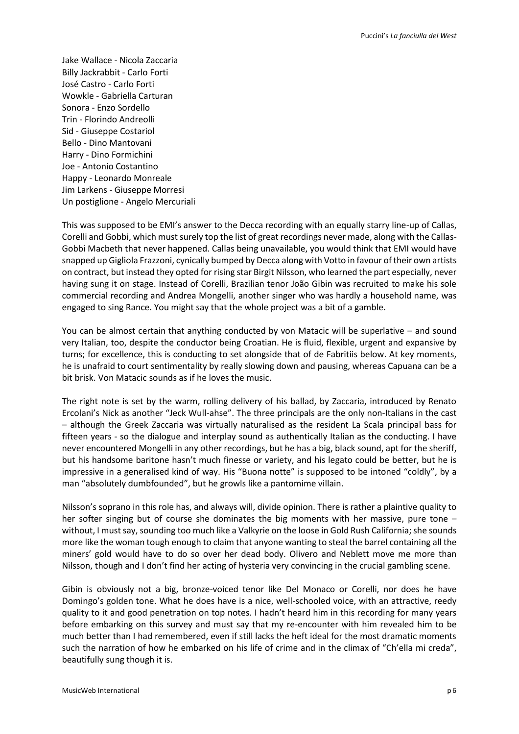Jake Wallace - Nicola Zaccaria
Billy Jackrabbit - Carlo Forti
José Castro - Carlo Forti
Wowkle - Gabriella Carturan
Sonora - Enzo Sordello
Trin - Florindo Andreolli
Sid - Giuseppe Costariol
Bello - Dino Mantovani
Harry - Dino Formichini
Joe - Antonio Costantino
Happy - Leonardo Monreale
Jim Larkens - Giuseppe Morresi
Un postiglione - Angelo Mercuriali

This was supposed to be EMI's answer to the Decca recording with an equally starry line-up of Callas, Corelli and Gobbi, which must surely top the list of great recordings never made, along with the Callas-Gobbi Macbeth that never happened. Callas being unavailable, you would think that EMI would have snapped up Gigliola Frazzoni, cynically bumped by Decca along with Votto in favour of their own artists on contract, but instead they opted for rising star Birgit Nilsson, who learned the part especially, never having sung it on stage. Instead of Corelli, Brazilian tenor João Gibin was recruited to make his sole commercial recording and Andrea Mongelli, another singer who was hardly a household name, was engaged to sing Rance. You might say that the whole project was a bit of a gamble.

You can be almost certain that anything conducted by von Matacic will be superlative – and sound very Italian, too, despite the conductor being Croatian. He is fluid, flexible, urgent and expansive by turns; for excellence, this is conducting to set alongside that of de Fabritiis below. At key moments, he is unafraid to court sentimentality by really slowing down and pausing, whereas Capuana can be a bit brisk. Von Matacic sounds as if he loves the music.

The right note is set by the warm, rolling delivery of his ballad, by Zaccaria, introduced by Renato Ercolani's Nick as another "Jeck Wull-ahse". The three principals are the only non-Italians in the cast – although the Greek Zaccaria was virtually naturalised as the resident La Scala principal bass for fifteen years - so the dialogue and interplay sound as authentically Italian as the conducting. I have never encountered Mongelli in any other recordings, but he has a big, black sound, apt for the sheriff, but his handsome baritone hasn't much finesse or variety, and his legato could be better, but he is impressive in a generalised kind of way. His "Buona notte" is supposed to be intoned "coldly", by a man "absolutely dumbfounded", but he growls like a pantomime villain.

Nilsson's soprano in this role has, and always will, divide opinion. There is rather a plaintive quality to her softer singing but of course she dominates the big moments with her massive, pure tone – without, I must say, sounding too much like a Valkyrie on the loose in Gold Rush California; she sounds more like the woman tough enough to claim that anyone wanting to steal the barrel containing all the miners' gold would have to do so over her dead body. Olivero and Neblett move me more than Nilsson, though and I don't find her acting of hysteria very convincing in the crucial gambling scene.

Gibin is obviously not a big, bronze-voiced tenor like Del Monaco or Corelli, nor does he have Domingo's golden tone. What he does have is a nice, well-schooled voice, with an attractive, reedy quality to it and good penetration on top notes. I hadn't heard him in this recording for many years before embarking on this survey and must say that my re-encounter with him revealed him to be much better than I had remembered, even if still lacks the heft ideal for the most dramatic moments such the narration of how he embarked on his life of crime and in the climax of "Ch'ella mi creda", beautifully sung though it is.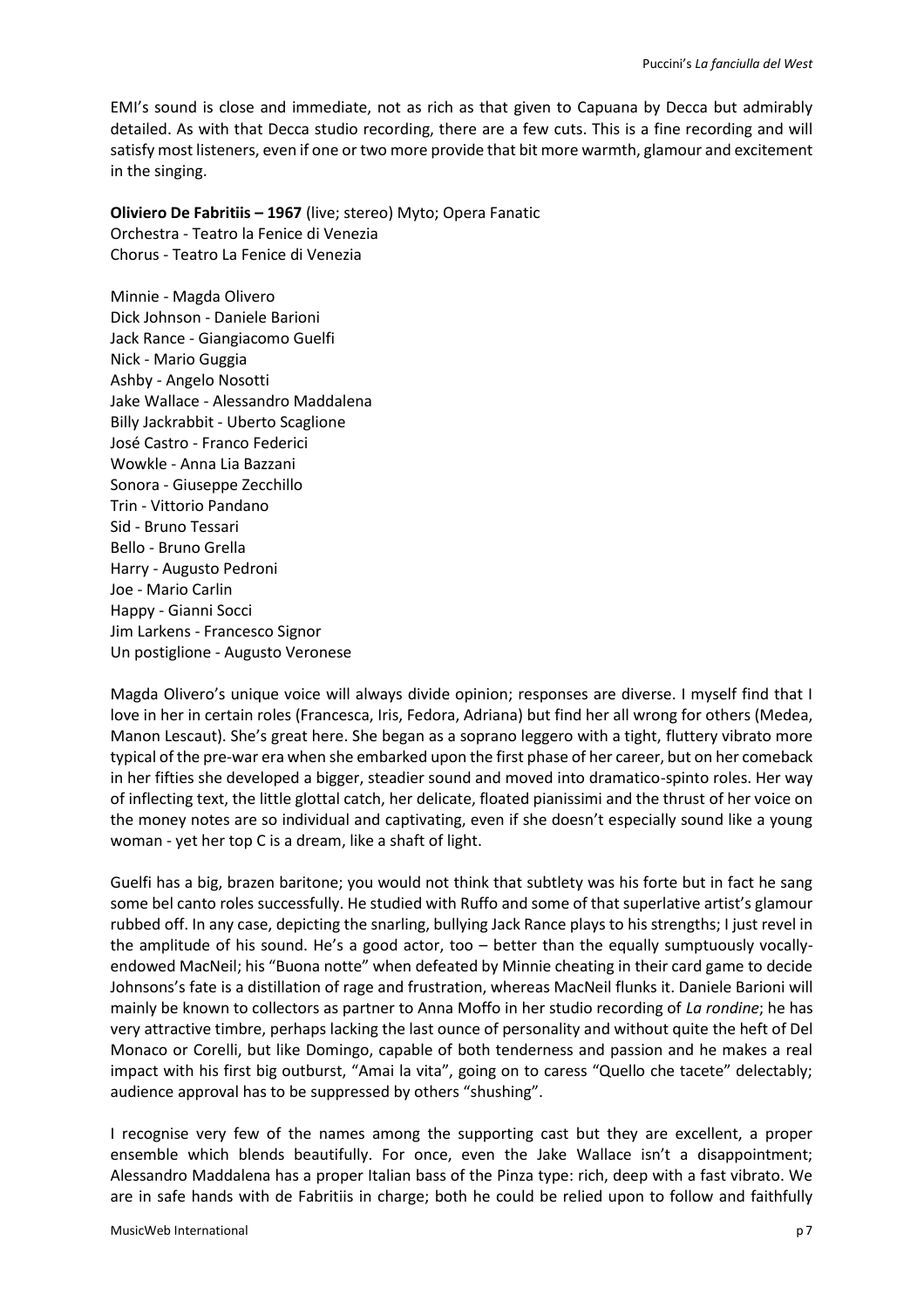EMI's sound is close and immediate, not as rich as that given to Capuana by Decca but admirably detailed. As with that Decca studio recording, there are a few cuts. This is a fine recording and will satisfy most listeners, even if one or two more provide that bit more warmth, glamour and excitement in the singing.

**Oliviero De Fabritiis – 1967** (live; stereo) Myto; Opera Fanatic
Orchestra - Teatro la Fenice di Venezia
Chorus - Teatro La Fenice di Venezia

Minnie - Magda Olivero
Dick Johnson - Daniele Barioni
Jack Rance - Giangiacomo Guelfi
Nick - Mario Guggia
Ashby - Angelo Nosotti
Jake Wallace - Alessandro Maddalena
Billy Jackrabbit - Uberto Scaglione
José Castro - Franco Federici
Wowkle - Anna Lia Bazzani
Sonora - Giuseppe Zecchillo
Trin - Vittorio Pandano
Sid - Bruno Tessari
Bello - Bruno Grella
Harry - Augusto Pedroni
Joe - Mario Carlin
Happy - Gianni Socci
Jim Larkens - Francesco Signor
Un postiglione - Augusto Veronese

Magda Olivero's unique voice will always divide opinion; responses are diverse. I myself find that I love in her in certain roles (Francesca, Iris, Fedora, Adriana) but find her all wrong for others (Medea, Manon Lescaut). She's great here. She began as a soprano leggero with a tight, fluttery vibrato more typical of the pre-war era when she embarked upon the first phase of her career, but on her comeback in her fifties she developed a bigger, steadier sound and moved into dramatico-spinto roles. Her way of inflecting text, the little glottal catch, her delicate, floated pianissimi and the thrust of her voice on the money notes are so individual and captivating, even if she doesn't especially sound like a young woman - yet her top C is a dream, like a shaft of light.

Guelfi has a big, brazen baritone; you would not think that subtlety was his forte but in fact he sang some bel canto roles successfully. He studied with Ruffo and some of that superlative artist's glamour rubbed off. In any case, depicting the snarling, bullying Jack Rance plays to his strengths; I just revel in the amplitude of his sound. He's a good actor, too – better than the equally sumptuously vocally-endowed MacNeil; his "Buona notte" when defeated by Minnie cheating in their card game to decide Johnsons's fate is a distillation of rage and frustration, whereas MacNeil flunks it. Daniele Barioni will mainly be known to collectors as partner to Anna Moffo in her studio recording of *La rondine*; he has very attractive timbre, perhaps lacking the last ounce of personality and without quite the heft of Del Monaco or Corelli, but like Domingo, capable of both tenderness and passion and he makes a real impact with his first big outburst, "Amai la vita", going on to caress "Quello che tacete" delectably; audience approval has to be suppressed by others "shushing".

I recognise very few of the names among the supporting cast but they are excellent, a proper ensemble which blends beautifully. For once, even the Jake Wallace isn't a disappointment; Alessandro Maddalena has a proper Italian bass of the Pinza type: rich, deep with a fast vibrato. We are in safe hands with de Fabritiis in charge; both he could be relied upon to follow and faithfully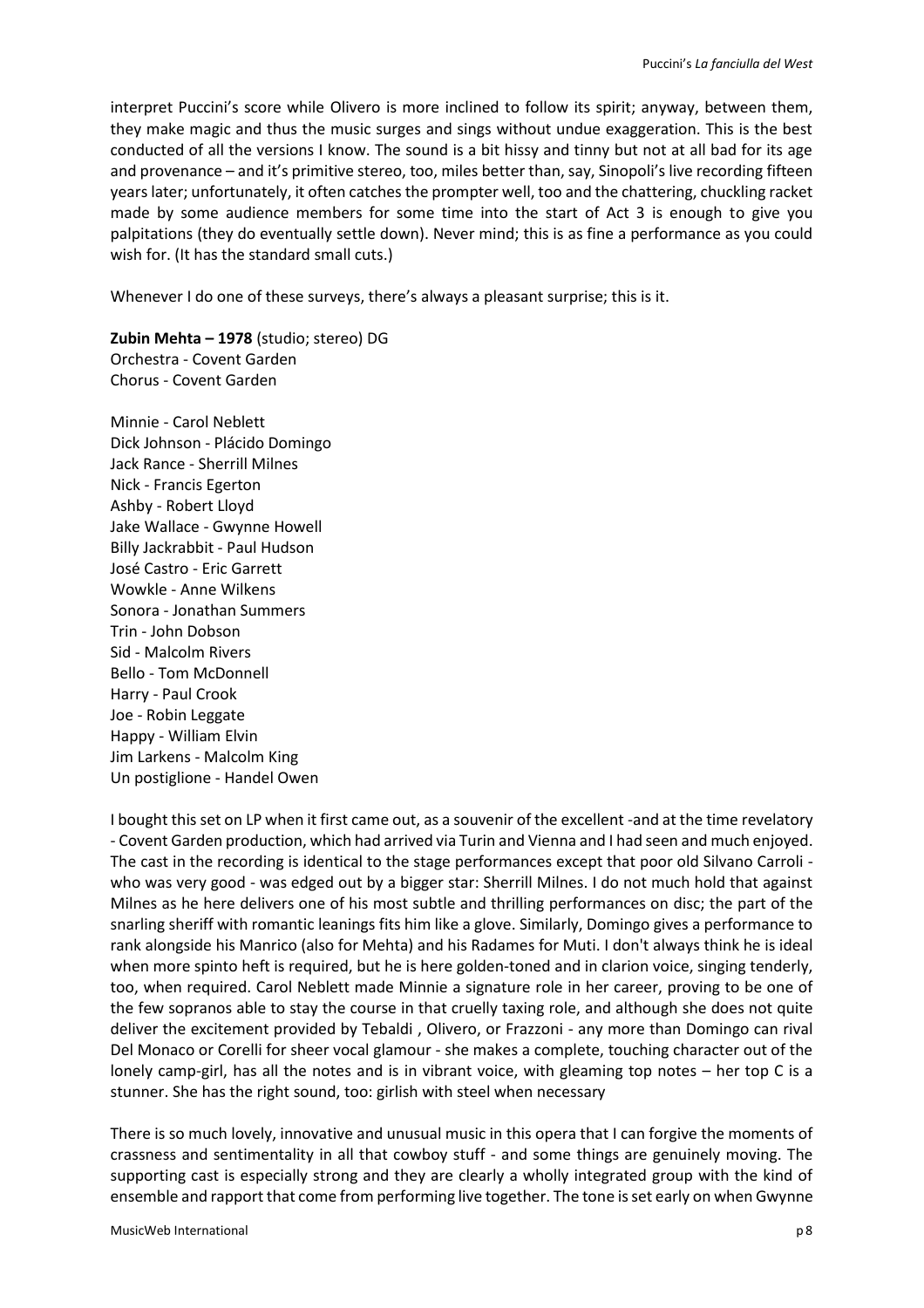interpret Puccini's score while Olivero is more inclined to follow its spirit; anyway, between them, they make magic and thus the music surges and sings without undue exaggeration. This is the best conducted of all the versions I know. The sound is a bit hissy and tinny but not at all bad for its age and provenance – and it's primitive stereo, too, miles better than, say, Sinopoli's live recording fifteen years later; unfortunately, it often catches the prompter well, too and the chattering, chuckling racket made by some audience members for some time into the start of Act 3 is enough to give you palpitations (they do eventually settle down). Never mind; this is as fine a performance as you could wish for. (It has the standard small cuts.)

Whenever I do one of these surveys, there's always a pleasant surprise; this is it.

**Zubin Mehta – 1978** (studio; stereo) DG
Orchestra - Covent Garden
Chorus - Covent Garden

Minnie - Carol Neblett
Dick Johnson - Plácido Domingo
Jack Rance - Sherrill Milnes
Nick - Francis Egerton
Ashby - Robert Lloyd
Jake Wallace - Gwynne Howell
Billy Jackrabbit - Paul Hudson
José Castro - Eric Garrett
Wowkle - Anne Wilkens
Sonora - Jonathan Summers
Trin - John Dobson
Sid - Malcolm Rivers
Bello - Tom McDonnell
Harry - Paul Crook
Joe - Robin Leggate
Happy - William Elvin
Jim Larkens - Malcolm King
Un postiglione - Handel Owen

I bought this set on LP when it first came out, as a souvenir of the excellent -and at the time revelatory - Covent Garden production, which had arrived via Turin and Vienna and I had seen and much enjoyed. The cast in the recording is identical to the stage performances except that poor old Silvano Carroli - who was very good - was edged out by a bigger star: Sherrill Milnes. I do not much hold that against Milnes as he here delivers one of his most subtle and thrilling performances on disc; the part of the snarling sheriff with romantic leanings fits him like a glove. Similarly, Domingo gives a performance to rank alongside his Manrico (also for Mehta) and his Radames for Muti. I don't always think he is ideal when more spinto heft is required, but he is here golden-toned and in clarion voice, singing tenderly, too, when required. Carol Neblett made Minnie a signature role in her career, proving to be one of the few sopranos able to stay the course in that cruelly taxing role, and although she does not quite deliver the excitement provided by Tebaldi , Olivero, or Frazzoni - any more than Domingo can rival Del Monaco or Corelli for sheer vocal glamour - she makes a complete, touching character out of the lonely camp-girl, has all the notes and is in vibrant voice, with gleaming top notes – her top C is a stunner. She has the right sound, too: girlish with steel when necessary

There is so much lovely, innovative and unusual music in this opera that I can forgive the moments of crassness and sentimentality in all that cowboy stuff - and some things are genuinely moving. The supporting cast is especially strong and they are clearly a wholly integrated group with the kind of ensemble and rapport that come from performing live together. The tone is set early on when Gwynne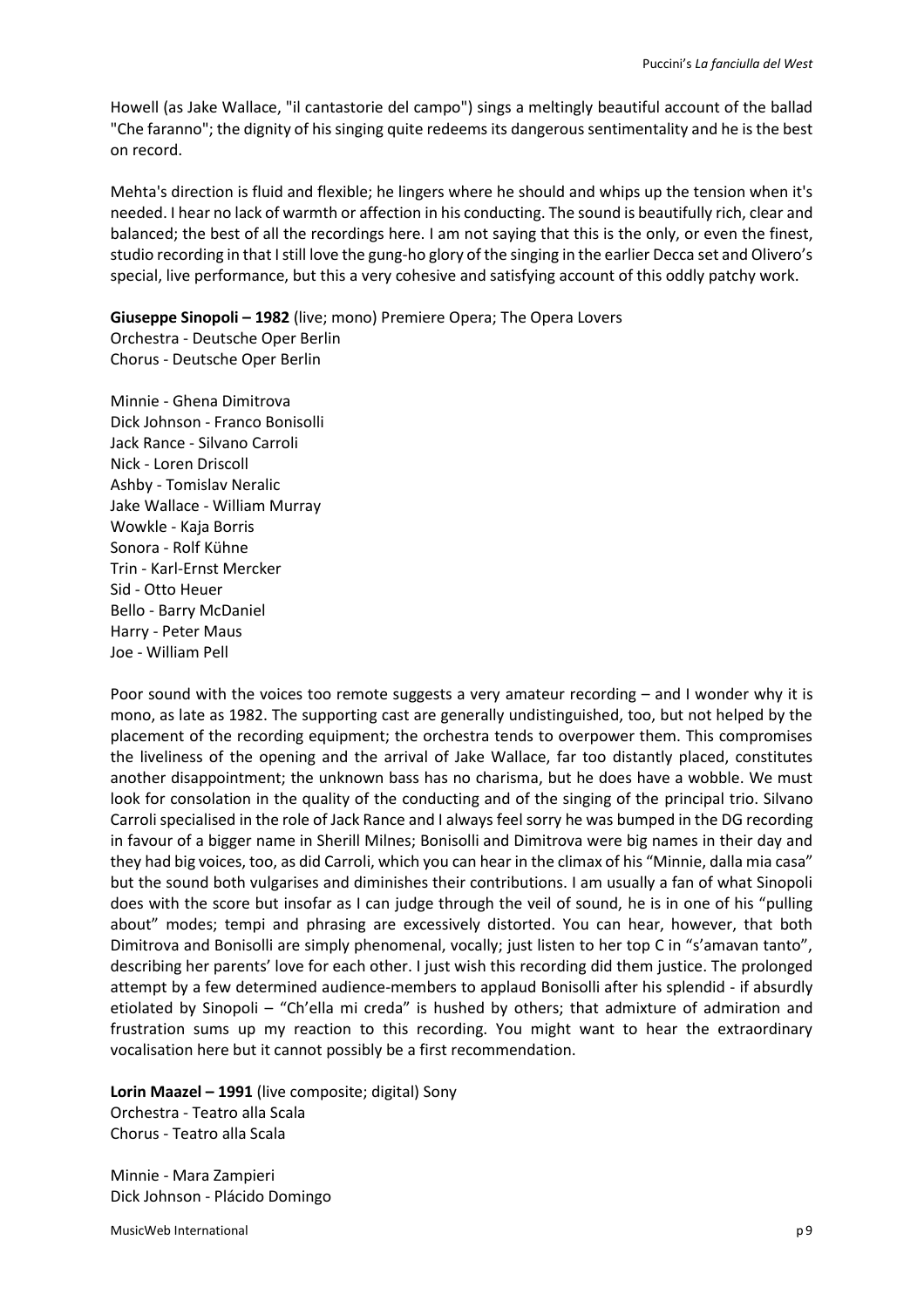Howell (as Jake Wallace, "il cantastorie del campo") sings a meltingly beautiful account of the ballad "Che faranno"; the dignity of his singing quite redeems its dangerous sentimentality and he is the best on record.

Mehta's direction is fluid and flexible; he lingers where he should and whips up the tension when it's needed. I hear no lack of warmth or affection in his conducting. The sound is beautifully rich, clear and balanced; the best of all the recordings here. I am not saying that this is the only, or even the finest, studio recording in that I still love the gung-ho glory of the singing in the earlier Decca set and Olivero's special, live performance, but this a very cohesive and satisfying account of this oddly patchy work.

**Giuseppe Sinopoli – 1982** (live; mono) Premiere Opera; The Opera Lovers
Orchestra - Deutsche Oper Berlin
Chorus - Deutsche Oper Berlin

Minnie - Ghena Dimitrova
Dick Johnson - Franco Bonisolli
Jack Rance - Silvano Carroli
Nick - Loren Driscoll
Ashby - Tomislav Neralic
Jake Wallace - William Murray
Wowkle - Kaja Borris
Sonora - Rolf Kühne
Trin - Karl-Ernst Mercker
Sid - Otto Heuer
Bello - Barry McDaniel
Harry - Peter Maus
Joe - William Pell

Poor sound with the voices too remote suggests a very amateur recording – and I wonder why it is mono, as late as 1982. The supporting cast are generally undistinguished, too, but not helped by the placement of the recording equipment; the orchestra tends to overpower them. This compromises the liveliness of the opening and the arrival of Jake Wallace, far too distantly placed, constitutes another disappointment; the unknown bass has no charisma, but he does have a wobble. We must look for consolation in the quality of the conducting and of the singing of the principal trio. Silvano Carroli specialised in the role of Jack Rance and I always feel sorry he was bumped in the DG recording in favour of a bigger name in Sherill Milnes; Bonisolli and Dimitrova were big names in their day and they had big voices, too, as did Carroli, which you can hear in the climax of his "Minnie, dalla mia casa" but the sound both vulgarises and diminishes their contributions. I am usually a fan of what Sinopoli does with the score but insofar as I can judge through the veil of sound, he is in one of his "pulling about" modes; tempi and phrasing are excessively distorted. You can hear, however, that both Dimitrova and Bonisolli are simply phenomenal, vocally; just listen to her top C in "s'amavan tanto", describing her parents' love for each other. I just wish this recording did them justice. The prolonged attempt by a few determined audience-members to applaud Bonisolli after his splendid - if absurdly etiolated by Sinopoli – "Ch'ella mi creda" is hushed by others; that admixture of admiration and frustration sums up my reaction to this recording. You might want to hear the extraordinary vocalisation here but it cannot possibly be a first recommendation.

**Lorin Maazel – 1991** (live composite; digital) Sony
Orchestra - Teatro alla Scala
Chorus - Teatro alla Scala

Minnie - Mara Zampieri
Dick Johnson - Plácido Domingo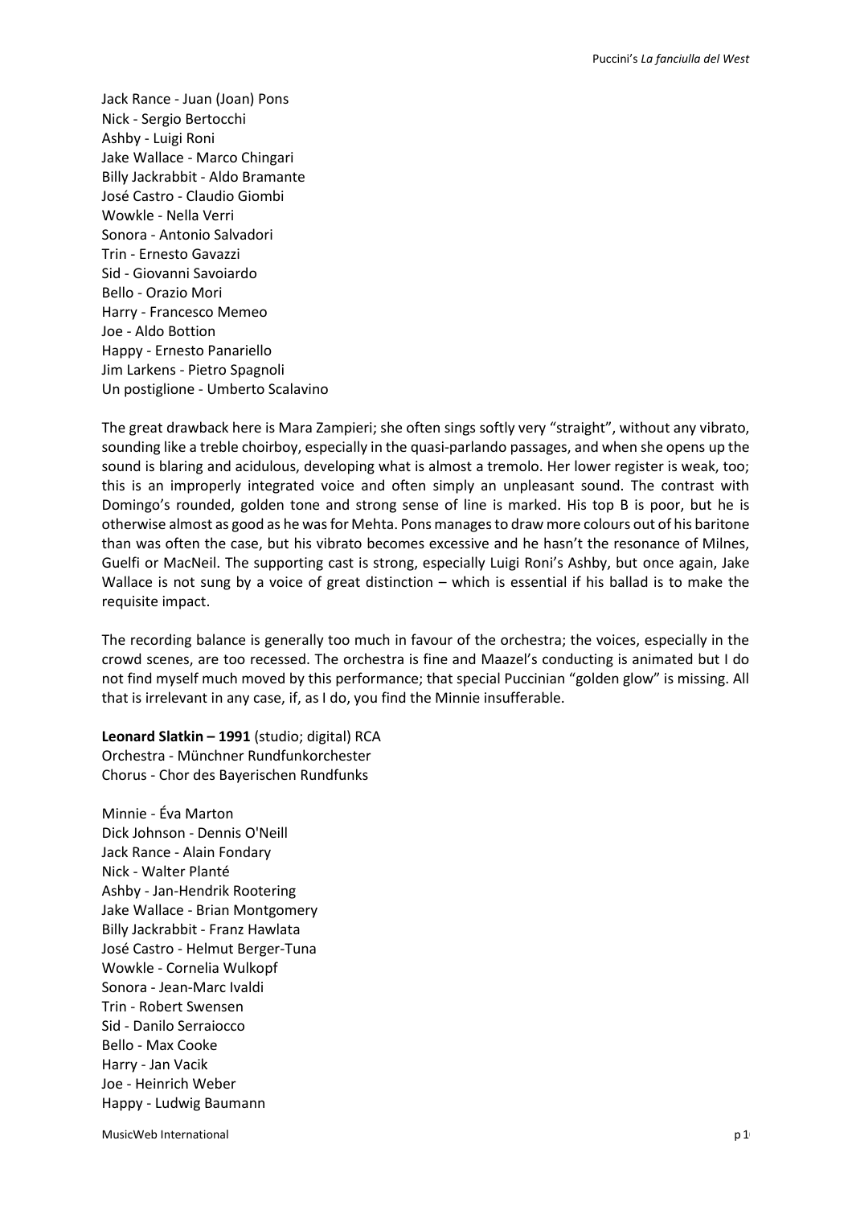Jack Rance - Juan (Joan) Pons
Nick - Sergio Bertocchi
Ashby - Luigi Roni
Jake Wallace - Marco Chingari
Billy Jackrabbit - Aldo Bramante
José Castro - Claudio Giombi
Wowkle - Nella Verri
Sonora - Antonio Salvadori
Trin - Ernesto Gavazzi
Sid - Giovanni Savoiardo
Bello - Orazio Mori
Harry - Francesco Memeo
Joe - Aldo Bottion
Happy - Ernesto Panariello
Jim Larkens - Pietro Spagnoli
Un postiglione - Umberto Scalavino

The great drawback here is Mara Zampieri; she often sings softly very "straight", without any vibrato, sounding like a treble choirboy, especially in the quasi-parlando passages, and when she opens up the sound is blaring and acidulous, developing what is almost a tremolo. Her lower register is weak, too; this is an improperly integrated voice and often simply an unpleasant sound. The contrast with Domingo's rounded, golden tone and strong sense of line is marked. His top B is poor, but he is otherwise almost as good as he was for Mehta. Pons manages to draw more colours out of his baritone than was often the case, but his vibrato becomes excessive and he hasn't the resonance of Milnes, Guelfi or MacNeil. The supporting cast is strong, especially Luigi Roni's Ashby, but once again, Jake Wallace is not sung by a voice of great distinction – which is essential if his ballad is to make the requisite impact.

The recording balance is generally too much in favour of the orchestra; the voices, especially in the crowd scenes, are too recessed. The orchestra is fine and Maazel's conducting is animated but I do not find myself much moved by this performance; that special Puccinian "golden glow" is missing. All that is irrelevant in any case, if, as I do, you find the Minnie insufferable.

**Leonard Slatkin – 1991** (studio; digital) RCA
Orchestra - Münchner Rundfunkorchester
Chorus - Chor des Bayerischen Rundfunks

Minnie - Éva Marton
Dick Johnson - Dennis O'Neill
Jack Rance - Alain Fondary
Nick - Walter Planté
Ashby - Jan-Hendrik Rootering
Jake Wallace - Brian Montgomery
Billy Jackrabbit - Franz Hawlata
José Castro - Helmut Berger-Tuna
Wowkle - Cornelia Wulkopf
Sonora - Jean-Marc Ivaldi
Trin - Robert Swensen
Sid - Danilo Serraiocco
Bello - Max Cooke
Harry - Jan Vacik
Joe - Heinrich Weber
Happy - Ludwig Baumann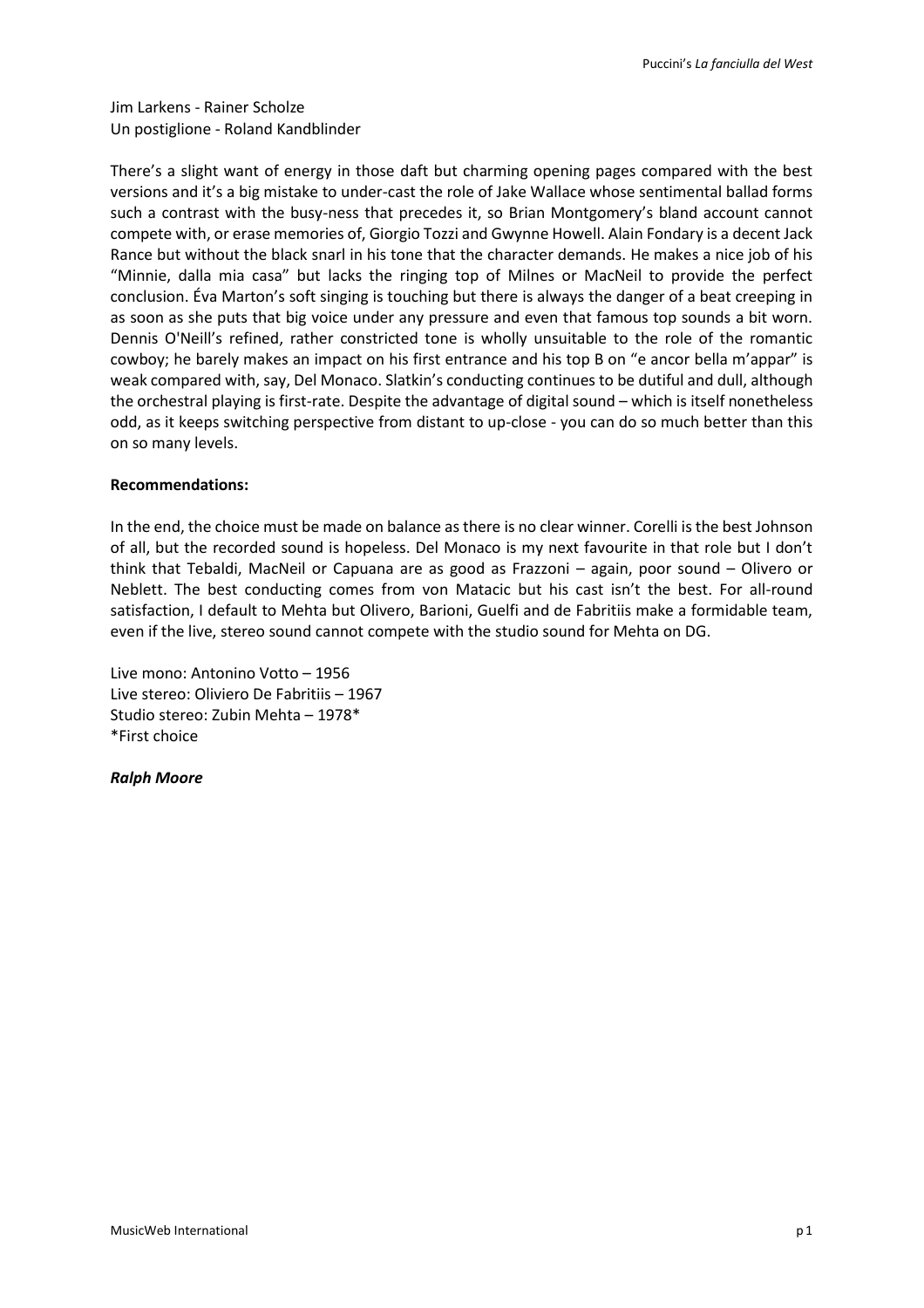Jim Larkens - Rainer Scholze
Un postiglione - Roland Kandblinder

There's a slight want of energy in those daft but charming opening pages compared with the best versions and it's a big mistake to under-cast the role of Jake Wallace whose sentimental ballad forms such a contrast with the busy-ness that precedes it, so Brian Montgomery's bland account cannot compete with, or erase memories of, Giorgio Tozzi and Gwynne Howell. Alain Fondary is a decent Jack Rance but without the black snarl in his tone that the character demands. He makes a nice job of his "Minnie, dalla mia casa" but lacks the ringing top of Milnes or MacNeil to provide the perfect conclusion. Éva Marton's soft singing is touching but there is always the danger of a beat creeping in as soon as she puts that big voice under any pressure and even that famous top sounds a bit worn. Dennis O'Neill's refined, rather constricted tone is wholly unsuitable to the role of the romantic cowboy; he barely makes an impact on his first entrance and his top B on "e ancor bella m'appar" is weak compared with, say, Del Monaco. Slatkin's conducting continues to be dutiful and dull, although the orchestral playing is first-rate. Despite the advantage of digital sound – which is itself nonetheless odd, as it keeps switching perspective from distant to up-close - you can do so much better than this on so many levels.

**Recommendations:**

In the end, the choice must be made on balance as there is no clear winner. Corelli is the best Johnson of all, but the recorded sound is hopeless. Del Monaco is my next favourite in that role but I don't think that Tebaldi, MacNeil or Capuana are as good as Frazzoni – again, poor sound – Olivero or Neblett. The best conducting comes from von Matacic but his cast isn't the best. For all-round satisfaction, I default to Mehta but Olivero, Barioni, Guelfi and de Fabritiis make a formidable team, even if the live, stereo sound cannot compete with the studio sound for Mehta on DG.

Live mono: Antonino Votto – 1956
Live stereo: Oliviero De Fabritiis – 1967
Studio stereo: Zubin Mehta – 1978*
*First choice

***Ralph Moore***